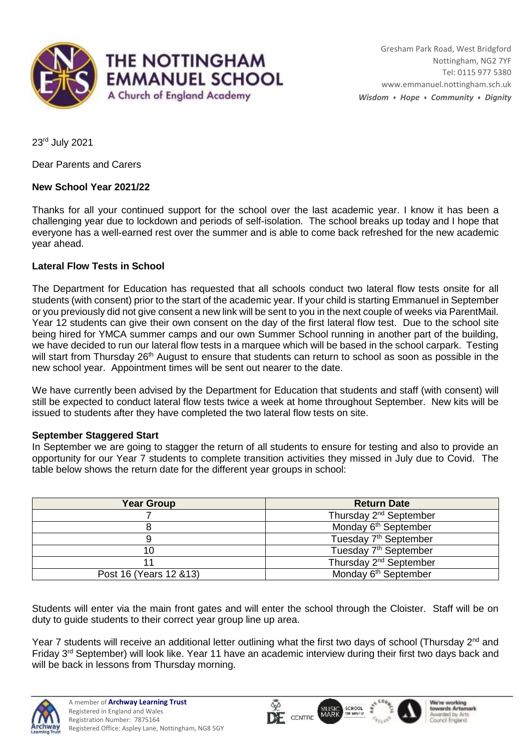# THE NOTTINGHAM EMMANUEL SCHOOL

A Church of England Academy

Gresham Park Road, West Bridgford
Nottingham, NG2 7YF
Tel: 0115 977 5380
www.emmanuel.nottingham.sch.uk
*Wisdom • Hope • Community • Dignity*

23rd July 2021

Dear Parents and Carers

**New School Year 2021/22**

Thanks for all your continued support for the school over the last academic year. I know it has been a challenging year due to lockdown and periods of self-isolation. The school breaks up today and I hope that everyone has a well-earned rest over the summer and is able to come back refreshed for the new academic year ahead.

**Lateral Flow Tests in School**

The Department for Education has requested that all schools conduct two lateral flow tests onsite for all students (with consent) prior to the start of the academic year. If your child is starting Emmanuel in September or you previously did not give consent a new link will be sent to you in the next couple of weeks via ParentMail. Year 12 students can give their own consent on the day of the first lateral flow test. Due to the school site being hired for YMCA summer camps and our own Summer School running in another part of the building, we have decided to run our lateral flow tests in a marquee which will be based in the school carpark. Testing will start from Thursday 26th August to ensure that students can return to school as soon as possible in the new school year. Appointment times will be sent out nearer to the date.

We have currently been advised by the Department for Education that students and staff (with consent) will still be expected to conduct lateral flow tests twice a week at home throughout September. New kits will be issued to students after they have completed the two lateral flow tests on site.

**September Staggered Start**

In September we are going to stagger the return of all students to ensure for testing and also to provide an opportunity for our Year 7 students to complete transition activities they missed in July due to Covid. The table below shows the return date for the different year groups in school:

| Year Group | Return Date |
|---|---|
| 7 | Thursday 2nd September |
| 8 | Monday 6th September |
| 9 | Tuesday 7th September |
| 10 | Tuesday 7th September |
| 11 | Thursday 2nd September |
| Post 16 (Years 12 &13) | Monday 6th September |

Students will enter via the main front gates and will enter the school through the Cloister. Staff will be on duty to guide students to their correct year group line up area.

Year 7 students will receive an additional letter outlining what the first two days of school (Thursday 2nd and Friday 3rd September) will look like. Year 11 have an academic interview during their first two days back and will be back in lessons from Thursday morning.

A member of **Archway Learning Trust**
Registered in England and Wales
Registration Number: 7875164
Registered Office: Aspley Lane, Nottingham, NG8 5GY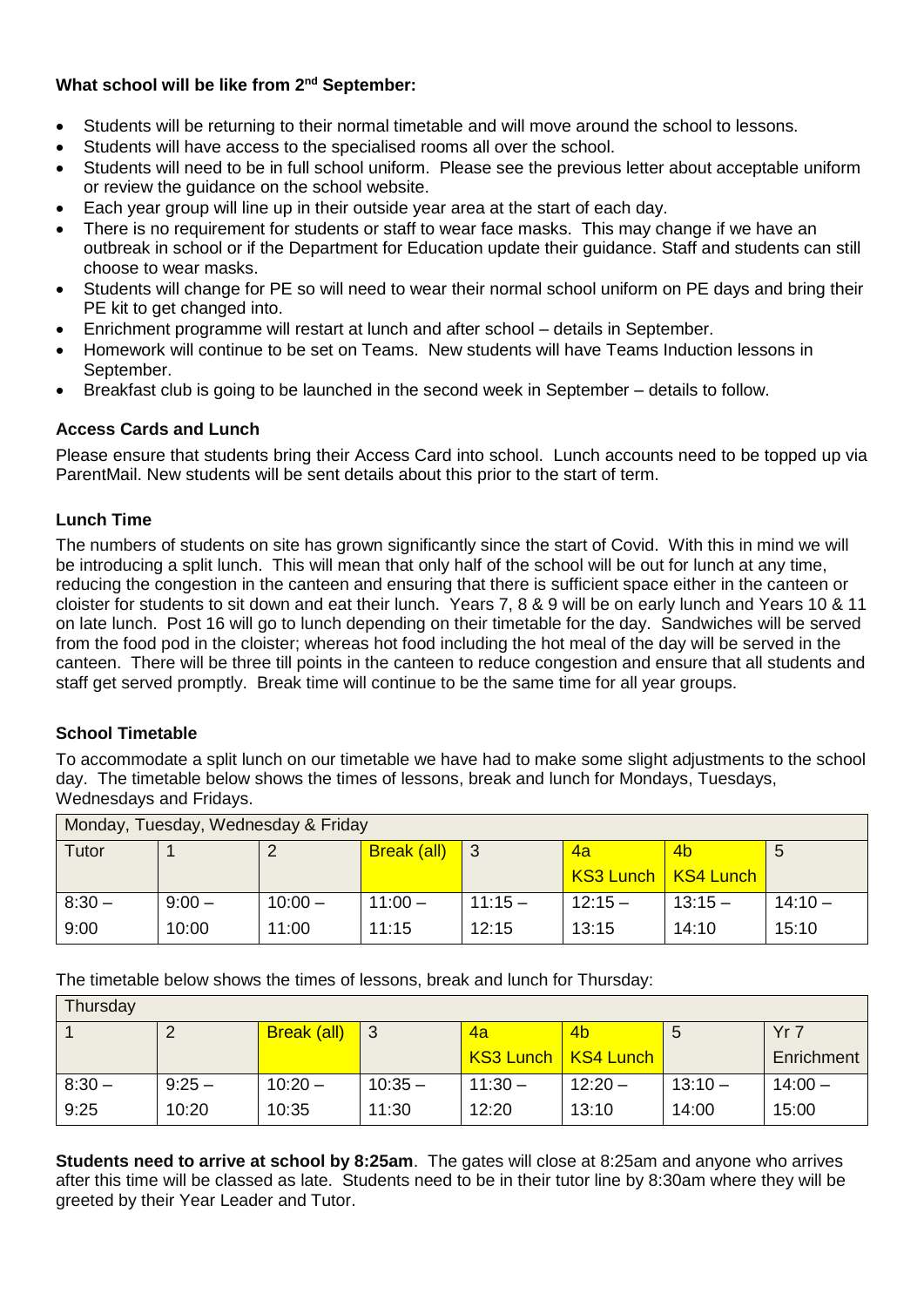**What school will be like from 2nd September:**

- Students will be returning to their normal timetable and will move around the school to lessons.
- Students will have access to the specialised rooms all over the school.
- Students will need to be in full school uniform. Please see the previous letter about acceptable uniform or review the guidance on the school website.
- Each year group will line up in their outside year area at the start of each day.
- There is no requirement for students or staff to wear face masks. This may change if we have an outbreak in school or if the Department for Education update their guidance. Staff and students can still choose to wear masks.
- Students will change for PE so will need to wear their normal school uniform on PE days and bring their PE kit to get changed into.
- Enrichment programme will restart at lunch and after school – details in September.
- Homework will continue to be set on Teams. New students will have Teams Induction lessons in September.
- Breakfast club is going to be launched in the second week in September – details to follow.

**Access Cards and Lunch**

Please ensure that students bring their Access Card into school. Lunch accounts need to be topped up via ParentMail. New students will be sent details about this prior to the start of term.

**Lunch Time**

The numbers of students on site has grown significantly since the start of Covid. With this in mind we will be introducing a split lunch. This will mean that only half of the school will be out for lunch at any time, reducing the congestion in the canteen and ensuring that there is sufficient space either in the canteen or cloister for students to sit down and eat their lunch. Years 7, 8 & 9 will be on early lunch and Years 10 & 11 on late lunch. Post 16 will go to lunch depending on their timetable for the day. Sandwiches will be served from the food pod in the cloister; whereas hot food including the hot meal of the day will be served in the canteen. There will be three till points in the canteen to reduce congestion and ensure that all students and staff get served promptly. Break time will continue to be the same time for all year groups.

**School Timetable**

To accommodate a split lunch on our timetable we have had to make some slight adjustments to the school day. The timetable below shows the times of lessons, break and lunch for Mondays, Tuesdays, Wednesdays and Fridays.

| Monday, Tuesday, Wednesday & Friday | | | | | | | |
|---|---|---|---|---|---|---|---|
| Tutor | 1 | 2 | Break (all) | 3 | 4a KS3 Lunch | 4b KS4 Lunch | 5 |
| 8:30 – 9:00 | 9:00 – 10:00 | 10:00 – 11:00 | 11:00 – 11:15 | 11:15 – 12:15 | 12:15 – 13:15 | 13:15 – 14:10 | 14:10 – 15:10 |

The timetable below shows the times of lessons, break and lunch for Thursday:

| Thursday | | | | | | | |
|---|---|---|---|---|---|---|---|
| 1 | 2 | Break (all) | 3 | 4a KS3 Lunch | 4b KS4 Lunch | 5 | Yr 7 Enrichment |
| 8:30 – 9:25 | 9:25 – 10:20 | 10:20 – 10:35 | 10:35 – 11:30 | 11:30 – 12:20 | 12:20 – 13:10 | 13:10 – 14:00 | 14:00 – 15:00 |

**Students need to arrive at school by 8:25am**. The gates will close at 8:25am and anyone who arrives after this time will be classed as late. Students need to be in their tutor line by 8:30am where they will be greeted by their Year Leader and Tutor.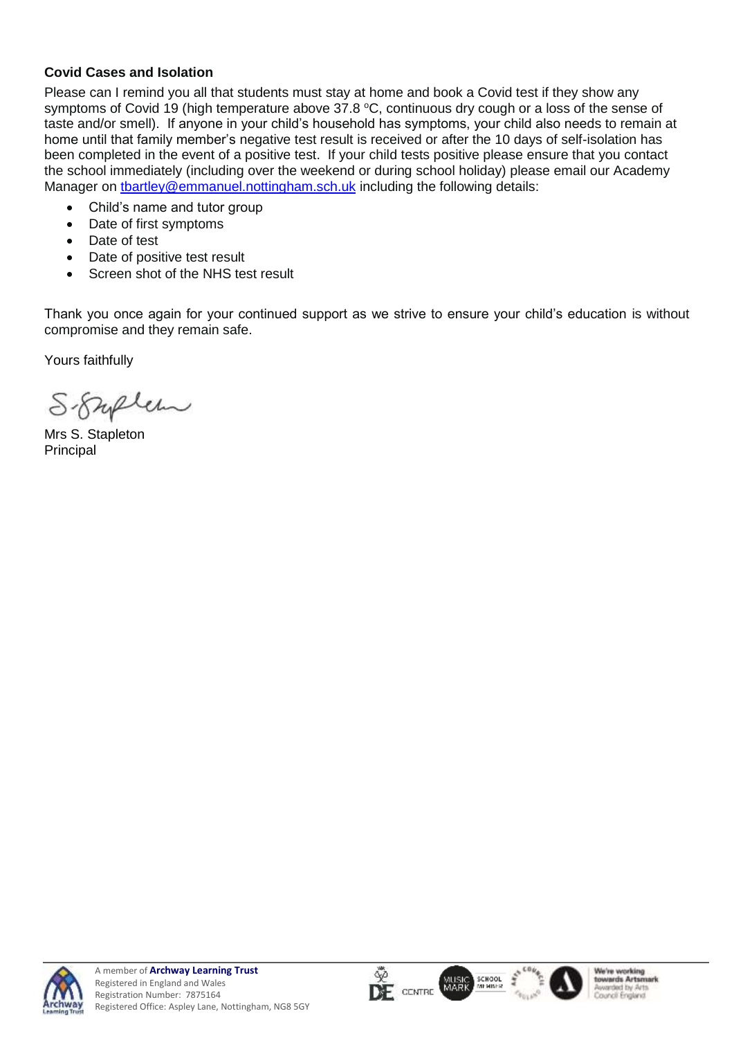**Covid Cases and Isolation**

Please can I remind you all that students must stay at home and book a Covid test if they show any symptoms of Covid 19 (high temperature above 37.8 ºC, continuous dry cough or a loss of the sense of taste and/or smell). If anyone in your child's household has symptoms, your child also needs to remain at home until that family member's negative test result is received or after the 10 days of self-isolation has been completed in the event of a positive test. If your child tests positive please ensure that you contact the school immediately (including over the weekend or during school holiday) please email our Academy Manager on tbartley@emmanuel.nottingham.sch.uk including the following details:

- Child's name and tutor group
- Date of first symptoms
- Date of test
- Date of positive test result
- Screen shot of the NHS test result

Thank you once again for your continued support as we strive to ensure your child's education is without compromise and they remain safe.

Yours faithfully

Mrs S. Stapleton
Principal

A member of **Archway Learning Trust**
Registered in England and Wales
Registration Number: 7875164
Registered Office: Aspley Lane, Nottingham, NG8 5GY